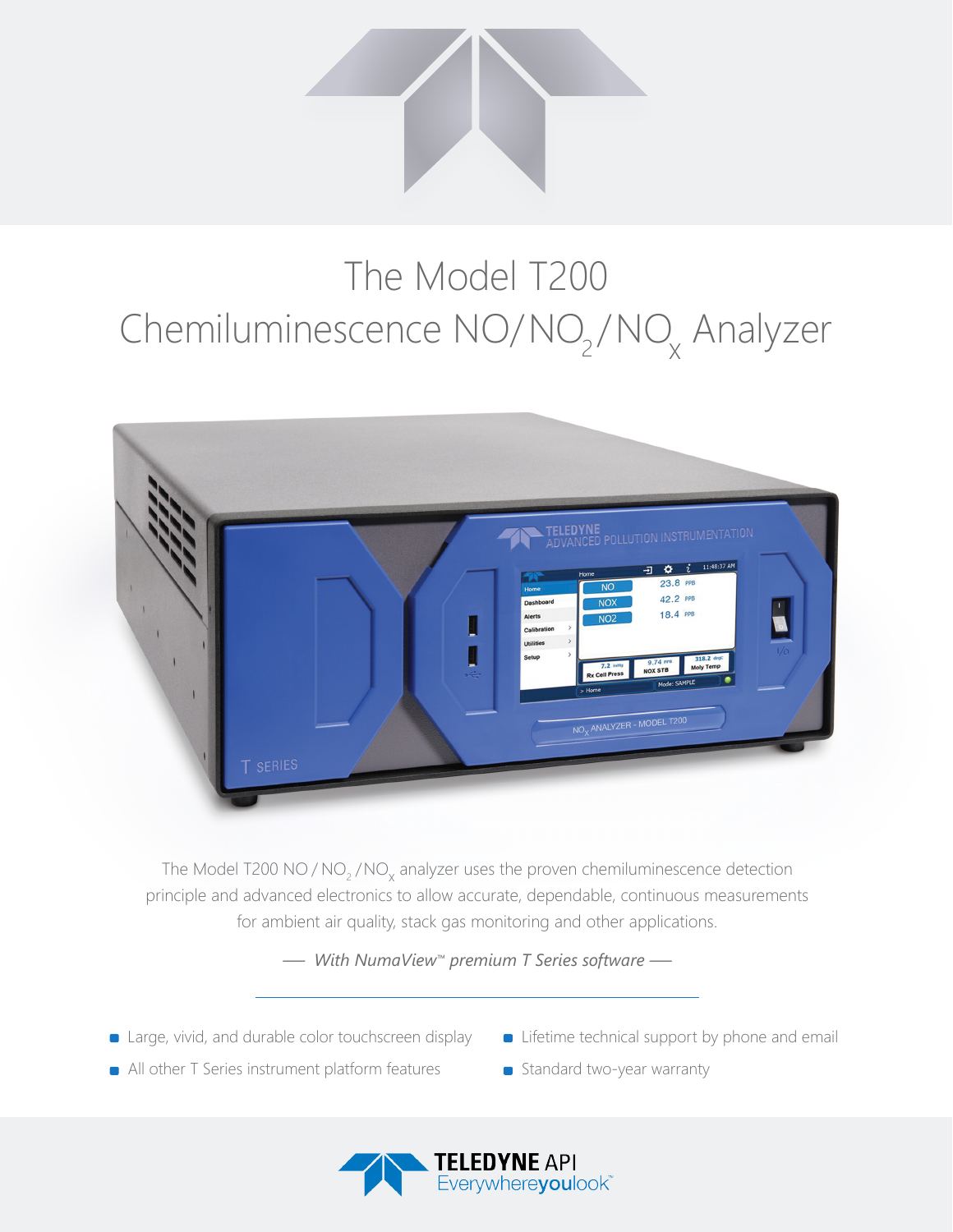# The Model T200

# Chemiluminescence $NO/NO_2/NO_x$ Analyzer

The Model T200 $NO/NO_2/NO_x$ analyzer uses the proven chemiluminescence detection principle and advanced electronics to allow accurate, dependable, continuous measurements for ambient air quality, stack gas monitoring and other applications.

*— With NumaView™ premium T Series software —*

- Large, vivid, and durable color touchscreen display
- All other T Series instrument platform features
- Lifetime technical support by phone and email
- Standard two-year warranty

**TELEDYNE** API
Everywhere**you**look™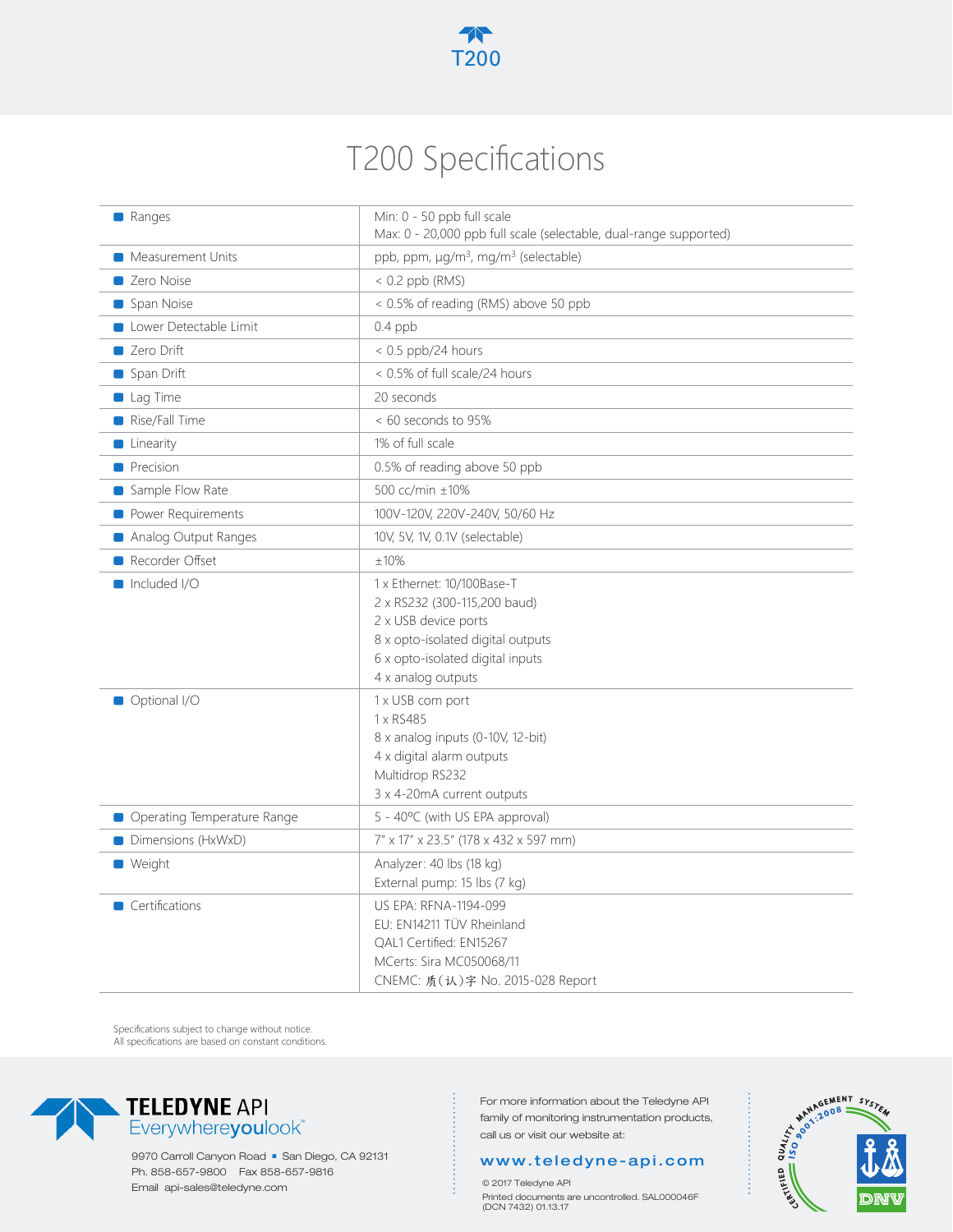# T200 Specifications

| | |
|---|---|
| Ranges | Min: 0 - 50 ppb full scale<br>Max: 0 - 20,000 ppb full scale (selectable, dual-range supported) |
| Measurement Units | ppb, ppm, µg/m$^3$, mg/m$^3$ (selectable) |
| Zero Noise | < 0.2 ppb (RMS) |
| Span Noise | < 0.5% of reading (RMS) above 50 ppb |
| Lower Detectable Limit | 0.4 ppb |
| Zero Drift | < 0.5 ppb/24 hours |
| Span Drift | < 0.5% of full scale/24 hours |
| Lag Time | 20 seconds |
| Rise/Fall Time | < 60 seconds to 95% |
| Linearity | 1% of full scale |
| Precision | 0.5% of reading above 50 ppb |
| Sample Flow Rate | 500 cc/min ±10% |
| Power Requirements | 100V-120V, 220V-240V, 50/60 Hz |
| Analog Output Ranges | 10V, 5V, 1V, 0.1V (selectable) |
| Recorder Offset | ±10% |
| Included I/O | 1 x Ethernet: 10/100Base-T<br>2 x RS232 (300-115,200 baud)<br>2 x USB device ports<br>8 x opto-isolated digital outputs<br>6 x opto-isolated digital inputs<br>4 x analog outputs |
| Optional I/O | 1 x USB com port<br>1 x RS485<br>8 x analog inputs (0-10V, 12-bit)<br>4 x digital alarm outputs<br>Multidrop RS232<br>3 x 4-20mA current outputs |
| Operating Temperature Range | 5 - 40ºC (with US EPA approval) |
| Dimensions (HxWxD) | 7" x 17" x 23.5" (178 x 432 x 597 mm) |
| Weight | Analyzer: 40 lbs (18 kg)<br>External pump: 15 lbs (7 kg) |
| Certifications | US EPA: RFNA-1194-099<br>EU: EN14211 TÜV Rheinland<br>QAL1 Certified: EN15267<br>MCerts: Sira MC050068/11<br>CNEMC: 质(认)字 No. 2015-028 Report |

Specifications subject to change without notice.
All specifications are based on constant conditions.

TELEDYNE API
Everywhereyoulook™

9970 Carroll Canyon Road ▪ San Diego, CA 92131
Ph. 858-657-9800 Fax 858-657-9816
Email api-sales@teledyne.com

For more information about the Teledyne API family of monitoring instrumentation products, call us or visit our website at:

www.teledyne-api.com

© 2017 Teledyne API
Printed documents are uncontrolled. SAL000046F
(DCN 7432) 01.13.17

CERTIFIED QUALITY MANAGEMENT SYSTEM ISO 9001:2008 DNV